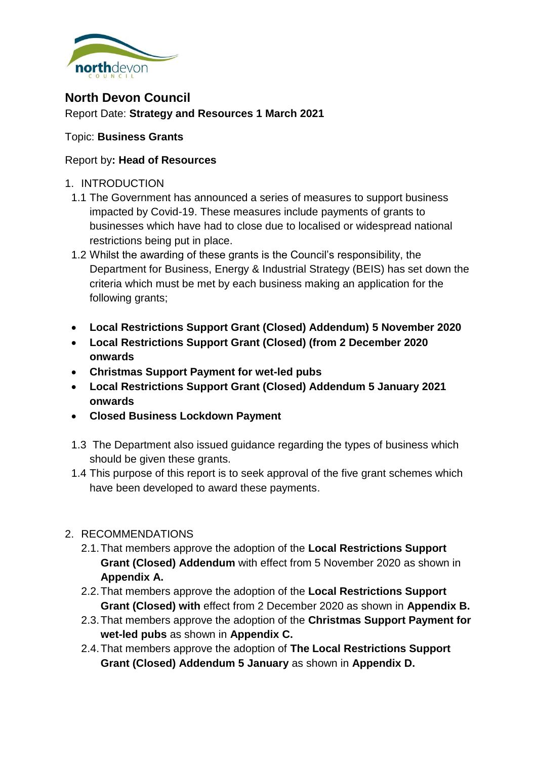# North Devon Council

Report Date: **Strategy and Resources 1 March 2021**

Topic: **Business Grants**

Report by**: Head of Resources**

1. INTRODUCTION

1.1 The Government has announced a series of measures to support business impacted by Covid-19. These measures include payments of grants to businesses which have had to close due to localised or widespread national restrictions being put in place.

1.2 Whilst the awarding of these grants is the Council's responsibility, the Department for Business, Energy & Industrial Strategy (BEIS) has set down the criteria which must be met by each business making an application for the following grants;

- **Local Restrictions Support Grant (Closed) Addendum) 5 November 2020**
- **Local Restrictions Support Grant (Closed) (from 2 December 2020 onwards**
- **Christmas Support Payment for wet-led pubs**
- **Local Restrictions Support Grant (Closed) Addendum 5 January 2021 onwards**
- **Closed Business Lockdown Payment**

1.3 The Department also issued guidance regarding the types of business which should be given these grants.

1.4 This purpose of this report is to seek approval of the five grant schemes which have been developed to award these payments.

2. RECOMMENDATIONS

2.1. That members approve the adoption of the **Local Restrictions Support Grant (Closed) Addendum** with effect from 5 November 2020 as shown in **Appendix A.**

2.2. That members approve the adoption of the **Local Restrictions Support Grant (Closed) with** effect from 2 December 2020 as shown in **Appendix B.**

2.3. That members approve the adoption of the **Christmas Support Payment for wet-led pubs** as shown in **Appendix C.**

2.4. That members approve the adoption of **The Local Restrictions Support Grant (Closed) Addendum 5 January** as shown in **Appendix D.**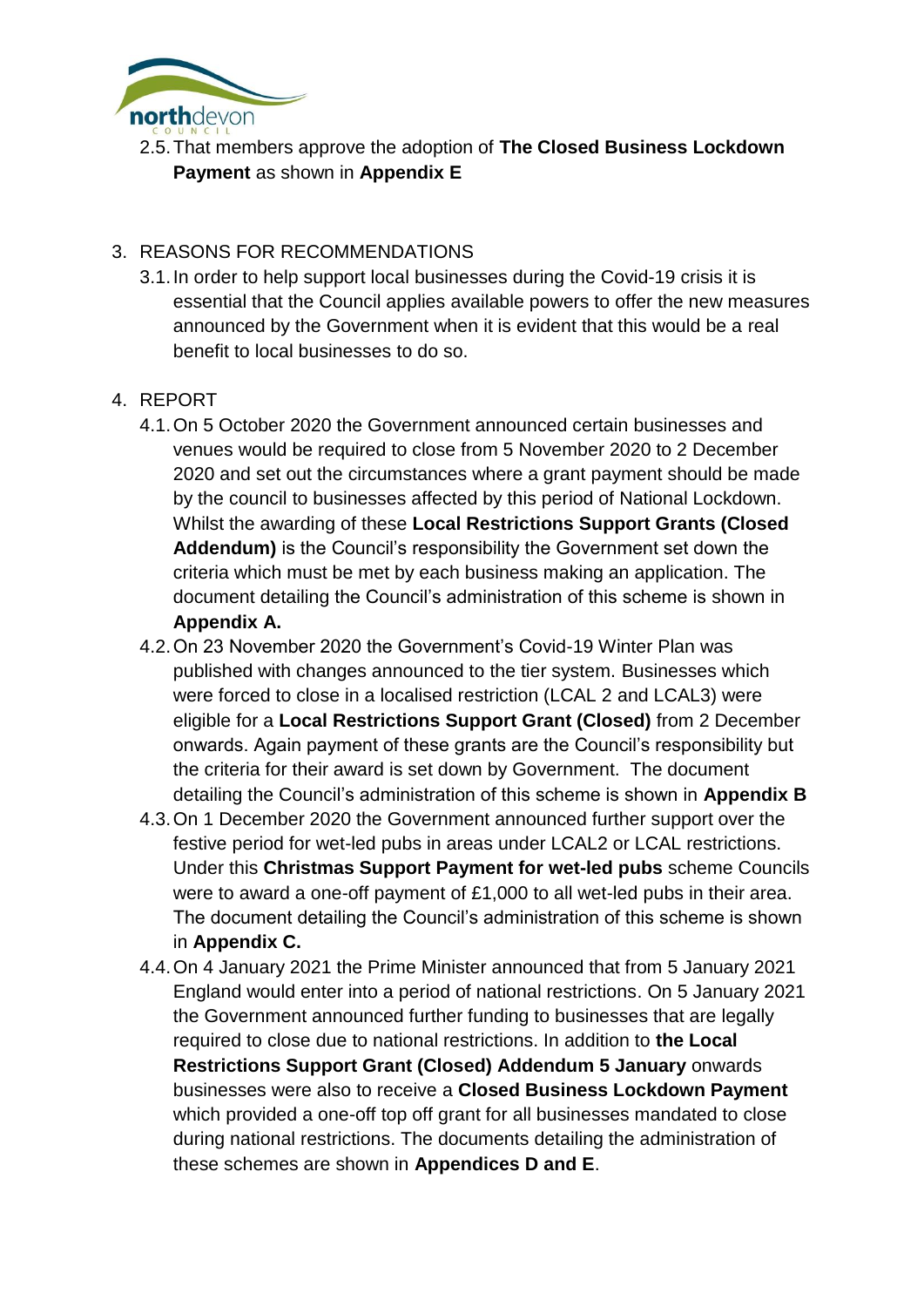2.5. That members approve the adoption of **The Closed Business Lockdown Payment** as shown in **Appendix E**

3. REASONS FOR RECOMMENDATIONS

3.1. In order to help support local businesses during the Covid-19 crisis it is essential that the Council applies available powers to offer the new measures announced by the Government when it is evident that this would be a real benefit to local businesses to do so.

4. REPORT

4.1. On 5 October 2020 the Government announced certain businesses and venues would be required to close from 5 November 2020 to 2 December 2020 and set out the circumstances where a grant payment should be made by the council to businesses affected by this period of National Lockdown. Whilst the awarding of these **Local Restrictions Support Grants (Closed Addendum)** is the Council's responsibility the Government set down the criteria which must be met by each business making an application. The document detailing the Council's administration of this scheme is shown in **Appendix A.**

4.2. On 23 November 2020 the Government's Covid-19 Winter Plan was published with changes announced to the tier system. Businesses which were forced to close in a localised restriction (LCAL 2 and LCAL3) were eligible for a **Local Restrictions Support Grant (Closed)** from 2 December onwards. Again payment of these grants are the Council's responsibility but the criteria for their award is set down by Government. The document detailing the Council's administration of this scheme is shown in **Appendix B**

4.3. On 1 December 2020 the Government announced further support over the festive period for wet-led pubs in areas under LCAL2 or LCAL restrictions. Under this **Christmas Support Payment for wet-led pubs** scheme Councils were to award a one-off payment of £1,000 to all wet-led pubs in their area. The document detailing the Council's administration of this scheme is shown in **Appendix C.**

4.4. On 4 January 2021 the Prime Minister announced that from 5 January 2021 England would enter into a period of national restrictions. On 5 January 2021 the Government announced further funding to businesses that are legally required to close due to national restrictions. In addition to **the Local Restrictions Support Grant (Closed) Addendum 5 January** onwards businesses were also to receive a **Closed Business Lockdown Payment** which provided a one-off top off grant for all businesses mandated to close during national restrictions. The documents detailing the administration of these schemes are shown in **Appendices D and E**.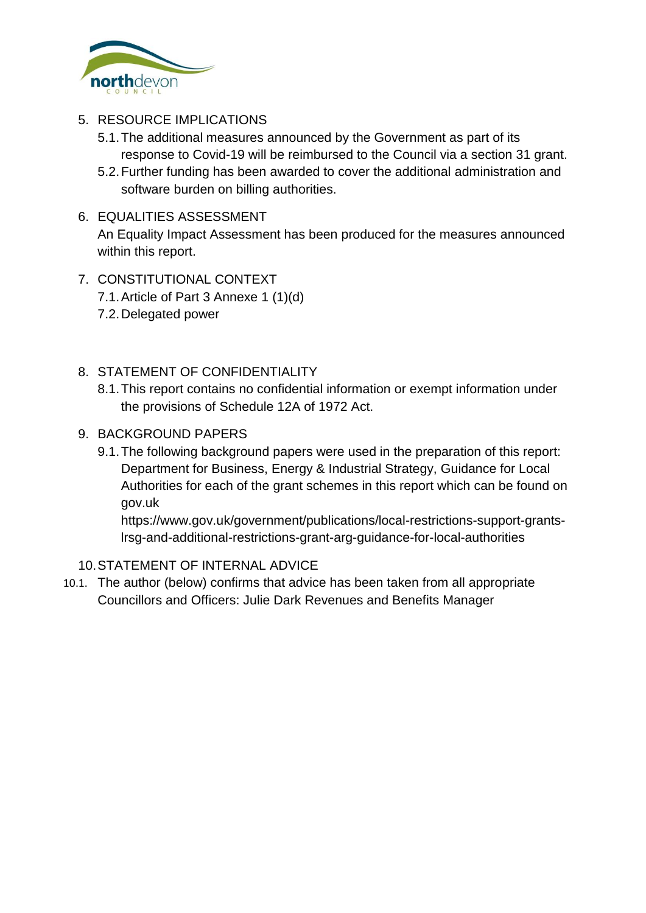5. RESOURCE IMPLICATIONS
   5.1. The additional measures announced by the Government as part of its response to Covid-19 will be reimbursed to the Council via a section 31 grant.
   5.2. Further funding has been awarded to cover the additional administration and software burden on billing authorities.

6. EQUALITIES ASSESSMENT

   An Equality Impact Assessment has been produced for the measures announced within this report.

7. CONSTITUTIONAL CONTEXT
   7.1. Article of Part 3 Annexe 1 (1)(d)
   7.2. Delegated power

8. STATEMENT OF CONFIDENTIALITY
   8.1. This report contains no confidential information or exempt information under the provisions of Schedule 12A of 1972 Act.

9. BACKGROUND PAPERS
   9.1. The following background papers were used in the preparation of this report: Department for Business, Energy & Industrial Strategy, Guidance for Local Authorities for each of the grant schemes in this report which can be found on gov.uk
   https://www.gov.uk/government/publications/local-restrictions-support-grants-lrsg-and-additional-restrictions-grant-arg-guidance-for-local-authorities

10. STATEMENT OF INTERNAL ADVICE

10.1. The author (below) confirms that advice has been taken from all appropriate Councillors and Officers: Julie Dark Revenues and Benefits Manager